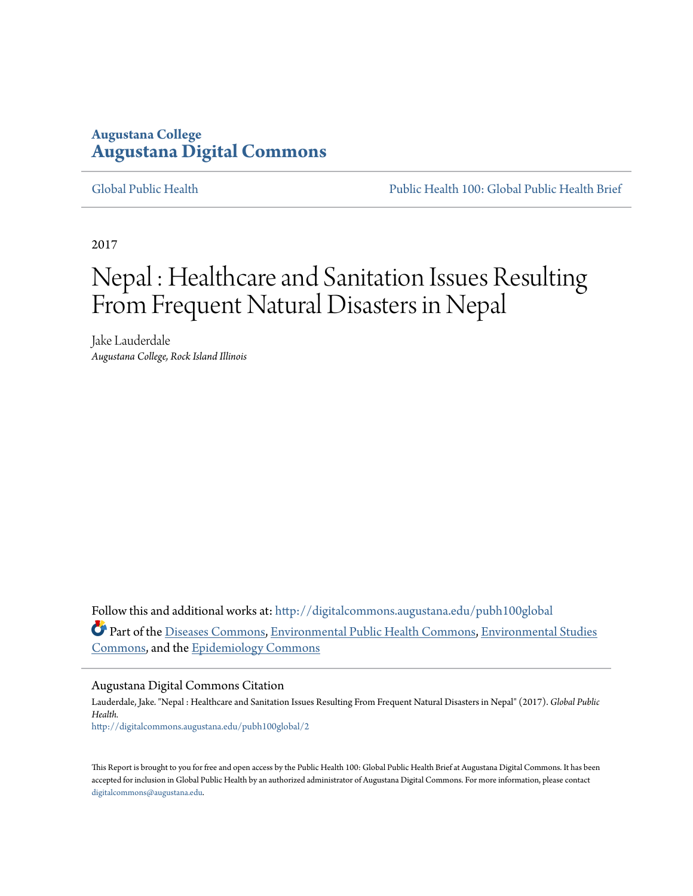**Augustana College**
**Augustana Digital Commons**

Global Public Health | Public Health 100: Global Public Health Brief

2017

# Nepal : Healthcare and Sanitation Issues Resulting From Frequent Natural Disasters in Nepal

Jake Lauderdale
*Augustana College, Rock Island Illinois*

Follow this and additional works at: http://digitalcommons.augustana.edu/pubh100global

Part of the Diseases Commons, Environmental Public Health Commons, Environmental Studies Commons, and the Epidemiology Commons

## Augustana Digital Commons Citation

Lauderdale, Jake. "Nepal : Healthcare and Sanitation Issues Resulting From Frequent Natural Disasters in Nepal" (2017). *Global Public Health.*
http://digitalcommons.augustana.edu/pubh100global/2

This Report is brought to you for free and open access by the Public Health 100: Global Public Health Brief at Augustana Digital Commons. It has been accepted for inclusion in Global Public Health by an authorized administrator of Augustana Digital Commons. For more information, please contact digitalcommons@augustana.edu.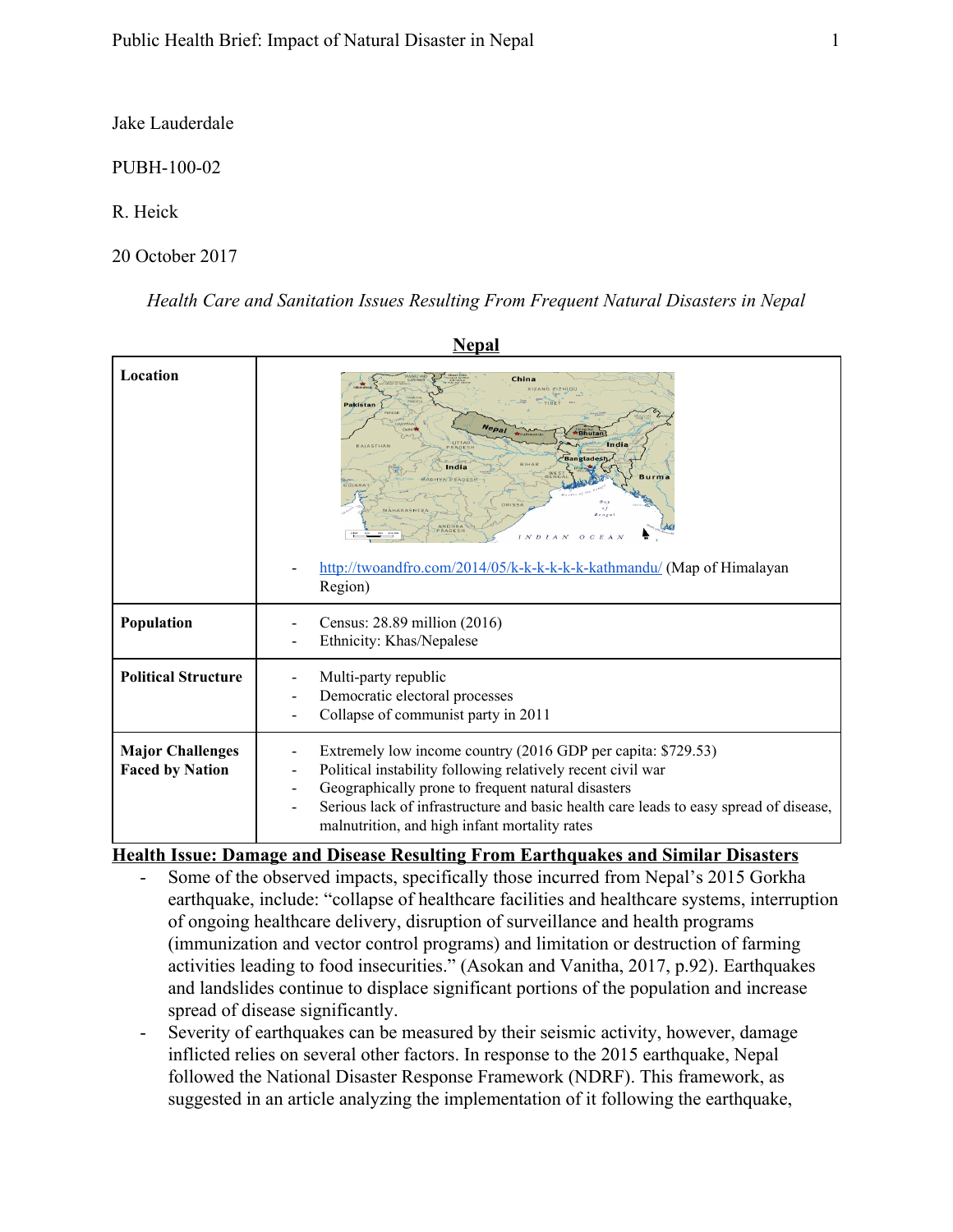Jake Lauderdale

PUBH-100-02

R. Heick

20 October 2017

*Health Care and Sanitation Issues Resulting From Frequent Natural Disasters in Nepal*

**Nepal**

| | |
|---|---|
| **Location** | - http://twoandfro.com/2014/05/k-k-k-k-k-kathmandu/ (Map of Himalayan Region) |
| **Population** | - Census: 28.89 million (2016)<br>- Ethnicity: Khas/Nepalese |
| **Political Structure** | - Multi-party republic<br>- Democratic electoral processes<br>- Collapse of communist party in 2011 |
| **Major Challenges Faced by Nation** | - Extremely low income country (2016 GDP per capita: $729.53)<br>- Political instability following relatively recent civil war<br>- Geographically prone to frequent natural disasters<br>- Serious lack of infrastructure and basic health care leads to easy spread of disease, malnutrition, and high infant mortality rates |

**Health Issue: Damage and Disease Resulting From Earthquakes and Similar Disasters**

- Some of the observed impacts, specifically those incurred from Nepal's 2015 Gorkha earthquake, include: "collapse of healthcare facilities and healthcare systems, interruption of ongoing healthcare delivery, disruption of surveillance and health programs (immunization and vector control programs) and limitation or destruction of farming activities leading to food insecurities." (Asokan and Vanitha, 2017, p.92). Earthquakes and landslides continue to displace significant portions of the population and increase spread of disease significantly.
- Severity of earthquakes can be measured by their seismic activity, however, damage inflicted relies on several other factors. In response to the 2015 earthquake, Nepal followed the National Disaster Response Framework (NDRF). This framework, as suggested in an article analyzing the implementation of it following the earthquake,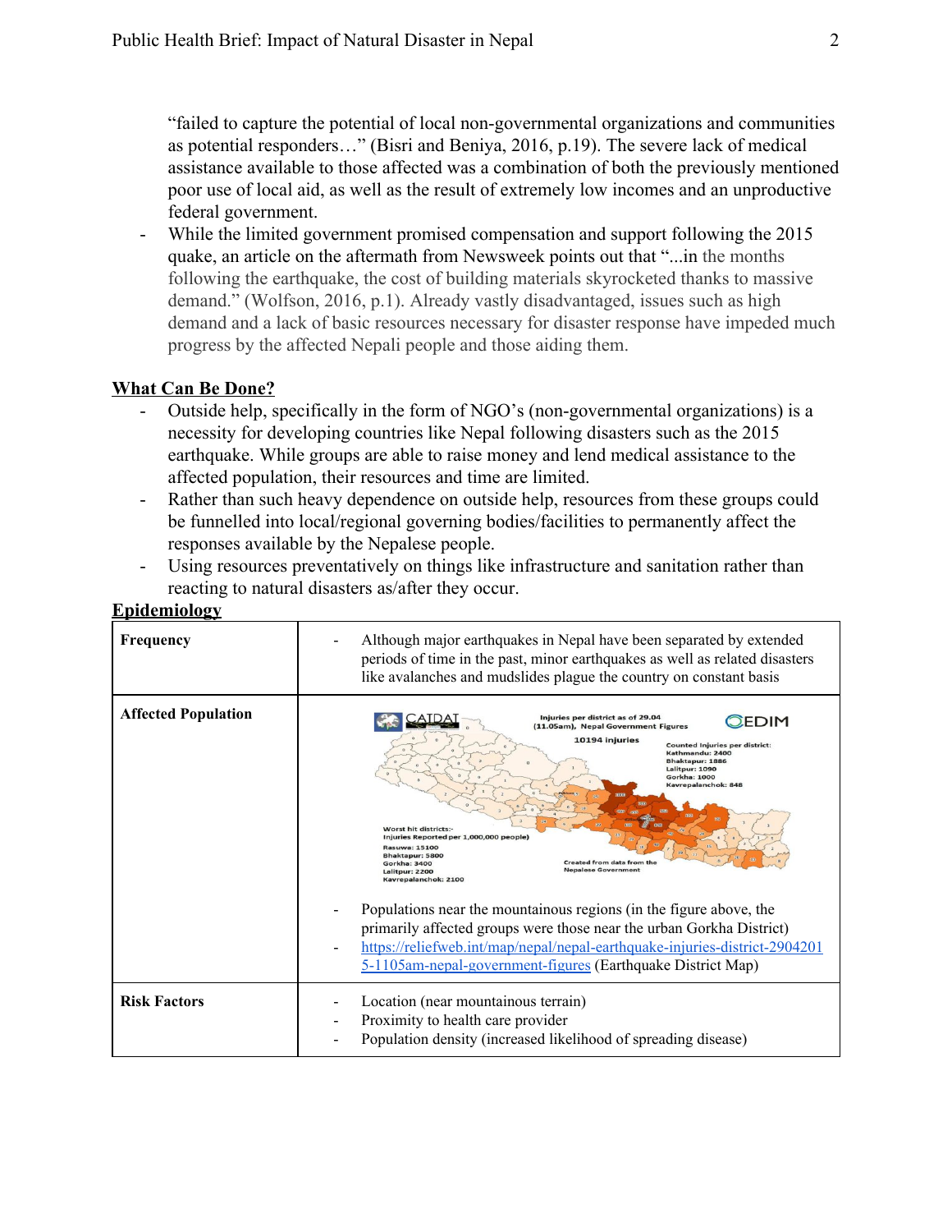"failed to capture the potential of local non-governmental organizations and communities as potential responders…" (Bisri and Beniya, 2016, p.19). The severe lack of medical assistance available to those affected was a combination of both the previously mentioned poor use of local aid, as well as the result of extremely low incomes and an unproductive federal government.

- While the limited government promised compensation and support following the 2015 quake, an article on the aftermath from Newsweek points out that "...in the months following the earthquake, the cost of building materials skyrocketed thanks to massive demand." (Wolfson, 2016, p.1). Already vastly disadvantaged, issues such as high demand and a lack of basic resources necessary for disaster response have impeded much progress by the affected Nepali people and those aiding them.

## What Can Be Done?

- Outside help, specifically in the form of NGO's (non-governmental organizations) is a necessity for developing countries like Nepal following disasters such as the 2015 earthquake. While groups are able to raise money and lend medical assistance to the affected population, their resources and time are limited.
- Rather than such heavy dependence on outside help, resources from these groups could be funnelled into local/regional governing bodies/facilities to permanently affect the responses available by the Nepalese people.
- Using resources preventatively on things like infrastructure and sanitation rather than reacting to natural disasters as/after they occur.

## Epidemiology

| | |
|---|---|
| **Frequency** | - Although major earthquakes in Nepal have been separated by extended periods of time in the past, minor earthquakes as well as related disasters like avalanches and mudslides plague the country on constant basis |
| **Affected Population** | Injuries per district as of 29.04 (11.05am), Nepal Government Figures. 10194 injuries. Counted Injuries per district: Kathmandu: 2400, Bhaktapur: 1886, Lalitpur: 1090, Gorkha: 1000, Kavrepalanchok: 848. Worst hit districts:- Injuries Reported per 1,000,000 people) Rasuwa: 15100, Bhaktapur: 5800, Gorkha: 3400, Lalitpur: 2200, Kavrepalanchok: 2100. Created from data from the Nepalese Government<br>- Populations near the mountainous regions (in the figure above, the primarily affected groups were those near the urban Gorkha District)<br>- https://reliefweb.int/map/nepal/nepal-earthquake-injuries-district-29042015-1105am-nepal-government-figures (Earthquake District Map) |
| **Risk Factors** | - Location (near mountainous terrain)<br>- Proximity to health care provider<br>- Population density (increased likelihood of spreading disease) |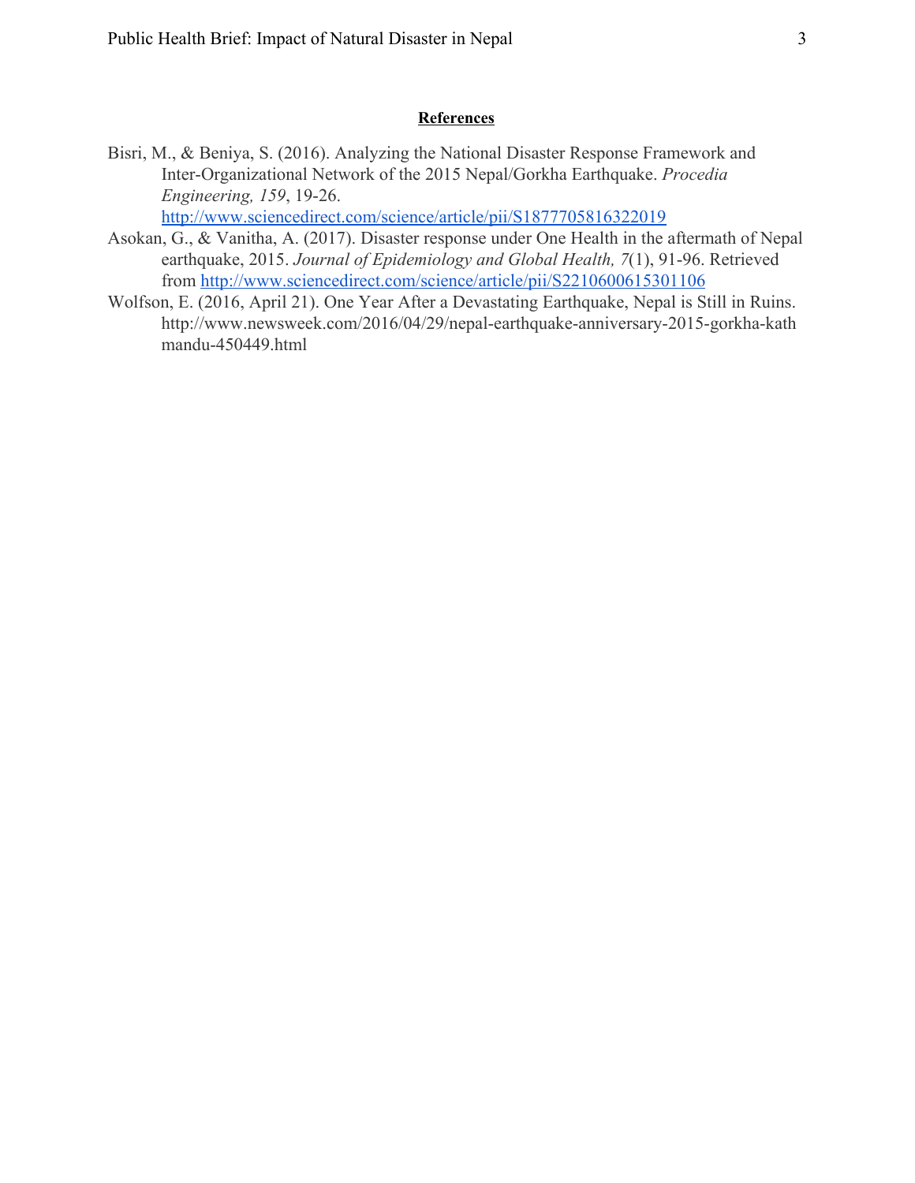## References

Bisri, M., & Beniya, S. (2016). Analyzing the National Disaster Response Framework and Inter-Organizational Network of the 2015 Nepal/Gorkha Earthquake. *Procedia Engineering, 159*, 19-26. http://www.sciencedirect.com/science/article/pii/S1877705816322019

Asokan, G., & Vanitha, A. (2017). Disaster response under One Health in the aftermath of Nepal earthquake, 2015. *Journal of Epidemiology and Global Health, 7*(1), 91-96. Retrieved from http://www.sciencedirect.com/science/article/pii/S2210600615301106

Wolfson, E. (2016, April 21). One Year After a Devastating Earthquake, Nepal is Still in Ruins. http://www.newsweek.com/2016/04/29/nepal-earthquake-anniversary-2015-gorkha-kathmandu-450449.html